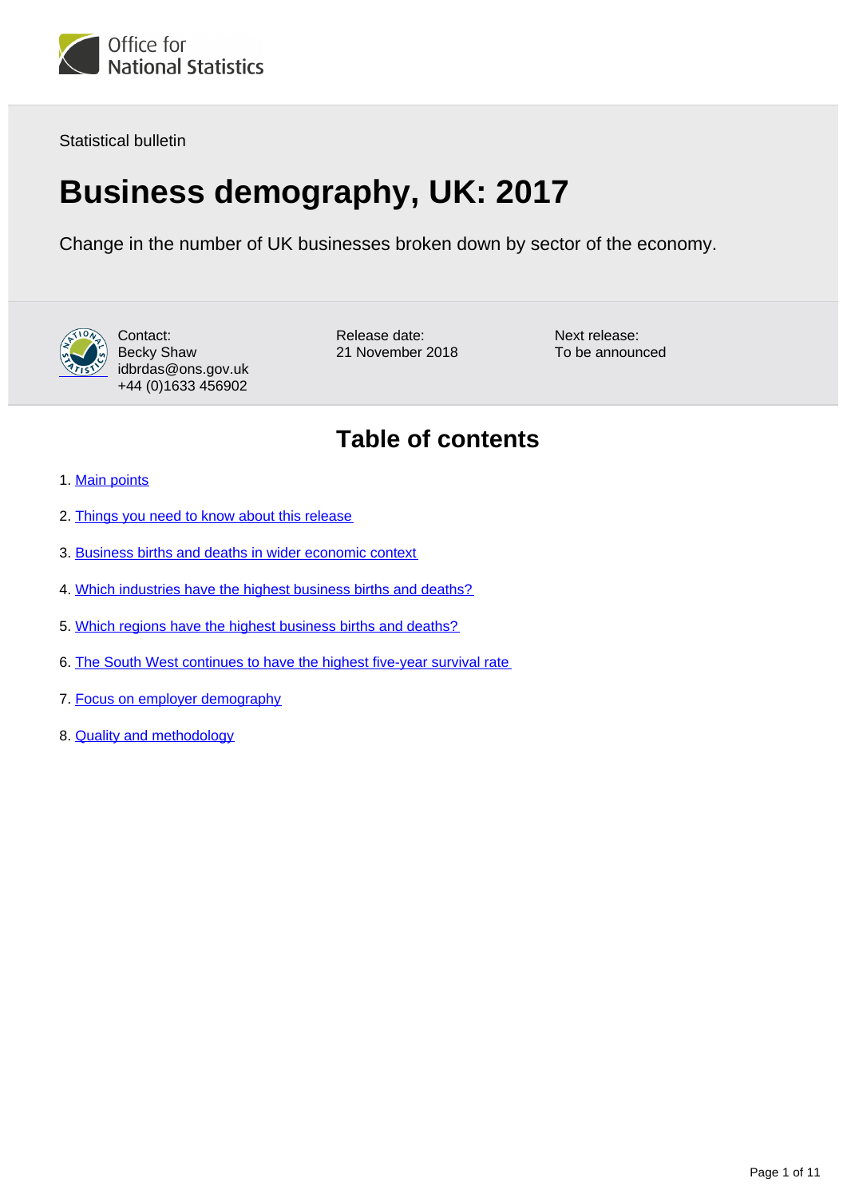Statistical bulletin

# Business demography, UK: 2017

Change in the number of UK businesses broken down by sector of the economy.

Contact:
Becky Shaw
idbrdas@ons.gov.uk
+44 (0)1633 456902

Release date:
21 November 2018

Next release:
To be announced

## Table of contents

1. Main points
2. Things you need to know about this release
3. Business births and deaths in wider economic context
4. Which industries have the highest business births and deaths?
5. Which regions have the highest business births and deaths?
6. The South West continues to have the highest five-year survival rate
7. Focus on employer demography
8. Quality and methodology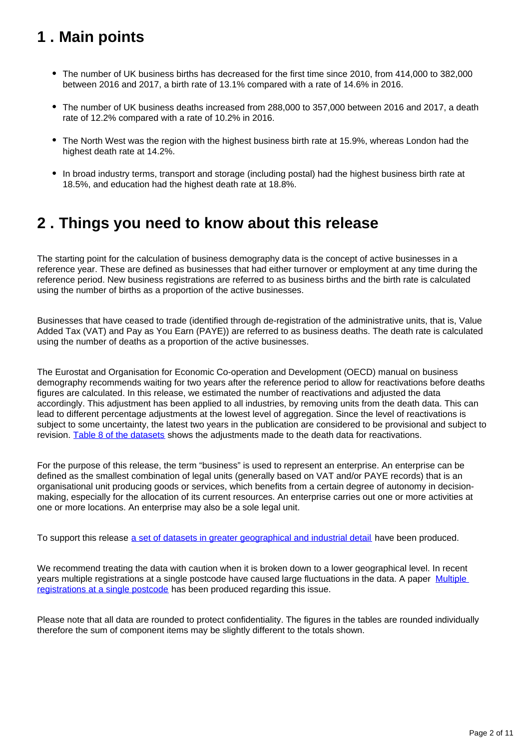## 1 . Main points

- The number of UK business births has decreased for the first time since 2010, from 414,000 to 382,000 between 2016 and 2017, a birth rate of 13.1% compared with a rate of 14.6% in 2016.
- The number of UK business deaths increased from 288,000 to 357,000 between 2016 and 2017, a death rate of 12.2% compared with a rate of 10.2% in 2016.
- The North West was the region with the highest business birth rate at 15.9%, whereas London had the highest death rate at 14.2%.
- In broad industry terms, transport and storage (including postal) had the highest business birth rate at 18.5%, and education had the highest death rate at 18.8%.

## 2 . Things you need to know about this release

The starting point for the calculation of business demography data is the concept of active businesses in a reference year. These are defined as businesses that had either turnover or employment at any time during the reference period. New business registrations are referred to as business births and the birth rate is calculated using the number of births as a proportion of the active businesses.

Businesses that have ceased to trade (identified through de-registration of the administrative units, that is, Value Added Tax (VAT) and Pay as You Earn (PAYE)) are referred to as business deaths. The death rate is calculated using the number of deaths as a proportion of the active businesses.

The Eurostat and Organisation for Economic Co-operation and Development (OECD) manual on business demography recommends waiting for two years after the reference period to allow for reactivations before deaths figures are calculated. In this release, we estimated the number of reactivations and adjusted the data accordingly. This adjustment has been applied to all industries, by removing units from the death data. This can lead to different percentage adjustments at the lowest level of aggregation. Since the level of reactivations is subject to some uncertainty, the latest two years in the publication are considered to be provisional and subject to revision. Table 8 of the datasets shows the adjustments made to the death data for reactivations.

For the purpose of this release, the term "business" is used to represent an enterprise. An enterprise can be defined as the smallest combination of legal units (generally based on VAT and/or PAYE records) that is an organisational unit producing goods or services, which benefits from a certain degree of autonomy in decision-making, especially for the allocation of its current resources. An enterprise carries out one or more activities at one or more locations. An enterprise may also be a sole legal unit.

To support this release a set of datasets in greater geographical and industrial detail have been produced.

We recommend treating the data with caution when it is broken down to a lower geographical level. In recent years multiple registrations at a single postcode have caused large fluctuations in the data. A paper Multiple registrations at a single postcode has been produced regarding this issue.

Please note that all data are rounded to protect confidentiality. The figures in the tables are rounded individually therefore the sum of component items may be slightly different to the totals shown.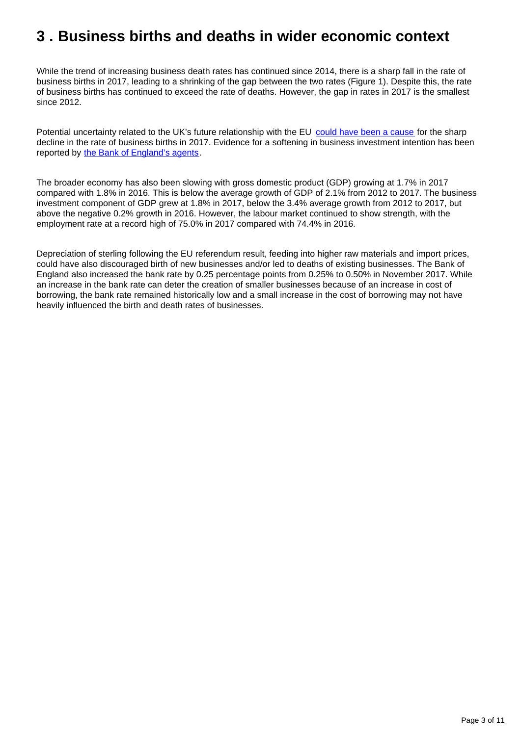# 3 . Business births and deaths in wider economic context

While the trend of increasing business death rates has continued since 2014, there is a sharp fall in the rate of business births in 2017, leading to a shrinking of the gap between the two rates (Figure 1). Despite this, the rate of business births has continued to exceed the rate of deaths. However, the gap in rates in 2017 is the smallest since 2012.

Potential uncertainty related to the UK's future relationship with the EU could have been a cause for the sharp decline in the rate of business births in 2017. Evidence for a softening in business investment intention has been reported by the Bank of England's agents.

The broader economy has also been slowing with gross domestic product (GDP) growing at 1.7% in 2017 compared with 1.8% in 2016. This is below the average growth of GDP of 2.1% from 2012 to 2017. The business investment component of GDP grew at 1.8% in 2017, below the 3.4% average growth from 2012 to 2017, but above the negative 0.2% growth in 2016. However, the labour market continued to show strength, with the employment rate at a record high of 75.0% in 2017 compared with 74.4% in 2016.

Depreciation of sterling following the EU referendum result, feeding into higher raw materials and import prices, could have also discouraged birth of new businesses and/or led to deaths of existing businesses. The Bank of England also increased the bank rate by 0.25 percentage points from 0.25% to 0.50% in November 2017. While an increase in the bank rate can deter the creation of smaller businesses because of an increase in cost of borrowing, the bank rate remained historically low and a small increase in the cost of borrowing may not have heavily influenced the birth and death rates of businesses.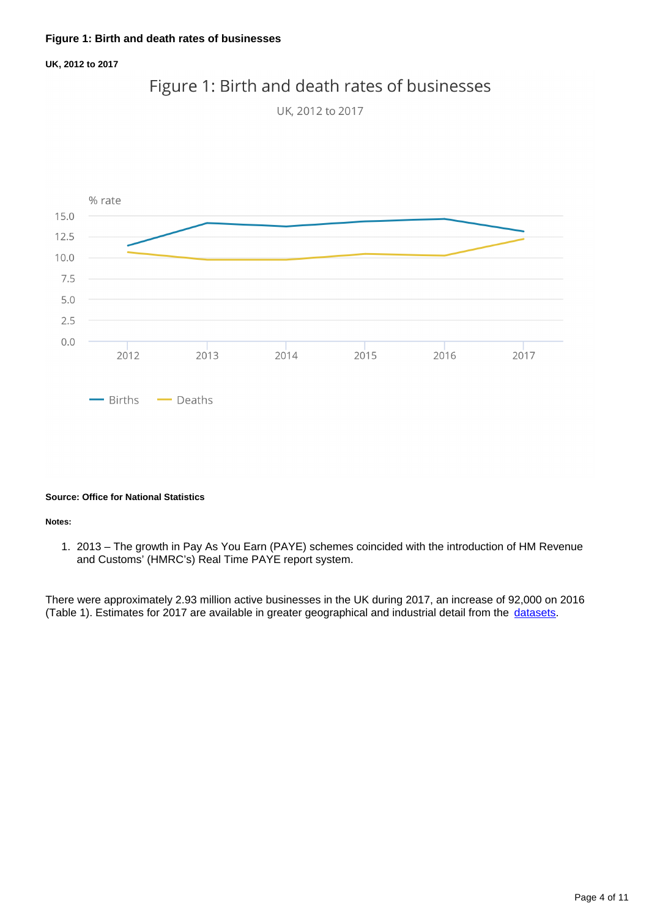**Figure 1: Birth and death rates of businesses**

**UK, 2012 to 2017**

**Source: Office for National Statistics**

**Notes:**

1. 2013 – The growth in Pay As You Earn (PAYE) schemes coincided with the introduction of HM Revenue and Customs' (HMRC's) Real Time PAYE report system.

There were approximately 2.93 million active businesses in the UK during 2017, an increase of 92,000 on 2016 (Table 1). Estimates for 2017 are available in greater geographical and industrial detail from the datasets.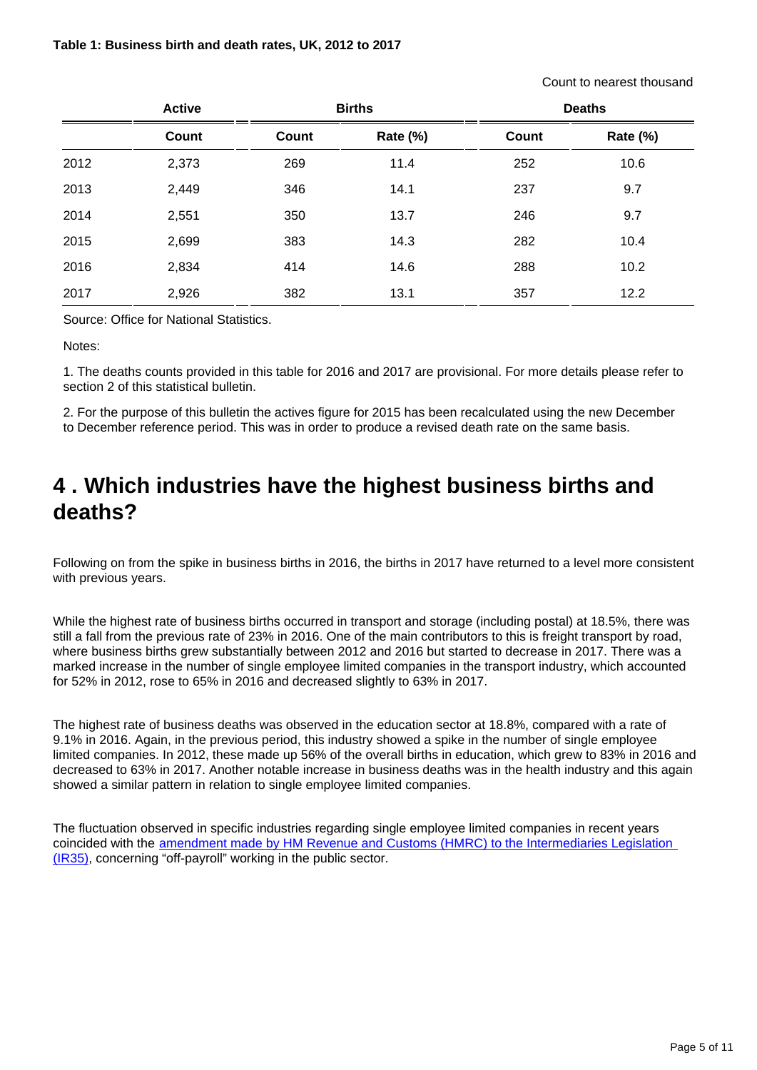**Table 1: Business birth and death rates, UK, 2012 to 2017**

Count to nearest thousand

| | Active | Births | | Deaths | |
|---|---|---|---|---|---|
| | Count | Count | Rate (%) | Count | Rate (%) |
| 2012 | 2,373 | 269 | 11.4 | 252 | 10.6 |
| 2013 | 2,449 | 346 | 14.1 | 237 | 9.7 |
| 2014 | 2,551 | 350 | 13.7 | 246 | 9.7 |
| 2015 | 2,699 | 383 | 14.3 | 282 | 10.4 |
| 2016 | 2,834 | 414 | 14.6 | 288 | 10.2 |
| 2017 | 2,926 | 382 | 13.1 | 357 | 12.2 |

Source: Office for National Statistics.

Notes:

1. The deaths counts provided in this table for 2016 and 2017 are provisional. For more details please refer to section 2 of this statistical bulletin.

2. For the purpose of this bulletin the actives figure for 2015 has been recalculated using the new December to December reference period. This was in order to produce a revised death rate on the same basis.

## 4 . Which industries have the highest business births and deaths?

Following on from the spike in business births in 2016, the births in 2017 have returned to a level more consistent with previous years.

While the highest rate of business births occurred in transport and storage (including postal) at 18.5%, there was still a fall from the previous rate of 23% in 2016. One of the main contributors to this is freight transport by road, where business births grew substantially between 2012 and 2016 but started to decrease in 2017. There was a marked increase in the number of single employee limited companies in the transport industry, which accounted for 52% in 2012, rose to 65% in 2016 and decreased slightly to 63% in 2017.

The highest rate of business deaths was observed in the education sector at 18.8%, compared with a rate of 9.1% in 2016. Again, in the previous period, this industry showed a spike in the number of single employee limited companies. In 2012, these made up 56% of the overall births in education, which grew to 83% in 2016 and decreased to 63% in 2017. Another notable increase in business deaths was in the health industry and this again showed a similar pattern in relation to single employee limited companies.

The fluctuation observed in specific industries regarding single employee limited companies in recent years coincided with the amendment made by HM Revenue and Customs (HMRC) to the Intermediaries Legislation (IR35), concerning "off-payroll" working in the public sector.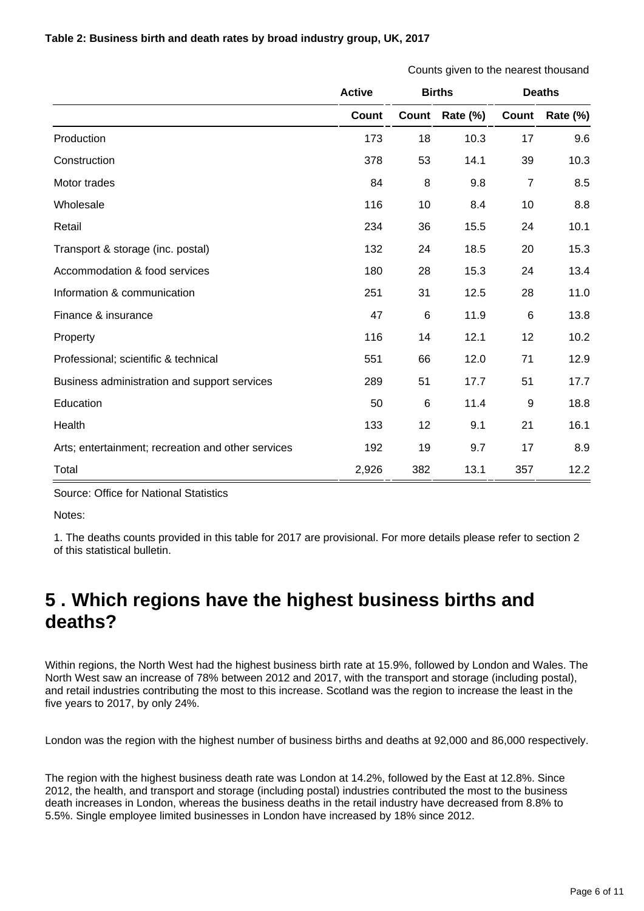**Table 2: Business birth and death rates by broad industry group, UK, 2017**

Counts given to the nearest thousand

| | Active | Births | | Deaths | |
|---|---|---|---|---|---|
| | Count | Count | Rate (%) | Count | Rate (%) |
| Production | 173 | 18 | 10.3 | 17 | 9.6 |
| Construction | 378 | 53 | 14.1 | 39 | 10.3 |
| Motor trades | 84 | 8 | 9.8 | 7 | 8.5 |
| Wholesale | 116 | 10 | 8.4 | 10 | 8.8 |
| Retail | 234 | 36 | 15.5 | 24 | 10.1 |
| Transport & storage (inc. postal) | 132 | 24 | 18.5 | 20 | 15.3 |
| Accommodation & food services | 180 | 28 | 15.3 | 24 | 13.4 |
| Information & communication | 251 | 31 | 12.5 | 28 | 11.0 |
| Finance & insurance | 47 | 6 | 11.9 | 6 | 13.8 |
| Property | 116 | 14 | 12.1 | 12 | 10.2 |
| Professional; scientific & technical | 551 | 66 | 12.0 | 71 | 12.9 |
| Business administration and support services | 289 | 51 | 17.7 | 51 | 17.7 |
| Education | 50 | 6 | 11.4 | 9 | 18.8 |
| Health | 133 | 12 | 9.1 | 21 | 16.1 |
| Arts; entertainment; recreation and other services | 192 | 19 | 9.7 | 17 | 8.9 |
| Total | 2,926 | 382 | 13.1 | 357 | 12.2 |

Source: Office for National Statistics

Notes:

1. The deaths counts provided in this table for 2017 are provisional. For more details please refer to section 2 of this statistical bulletin.

## 5 . Which regions have the highest business births and deaths?

Within regions, the North West had the highest business birth rate at 15.9%, followed by London and Wales. The North West saw an increase of 78% between 2012 and 2017, with the transport and storage (including postal), and retail industries contributing the most to this increase. Scotland was the region to increase the least in the five years to 2017, by only 24%.

London was the region with the highest number of business births and deaths at 92,000 and 86,000 respectively.

The region with the highest business death rate was London at 14.2%, followed by the East at 12.8%. Since 2012, the health, and transport and storage (including postal) industries contributed the most to the business death increases in London, whereas the business deaths in the retail industry have decreased from 8.8% to 5.5%. Single employee limited businesses in London have increased by 18% since 2012.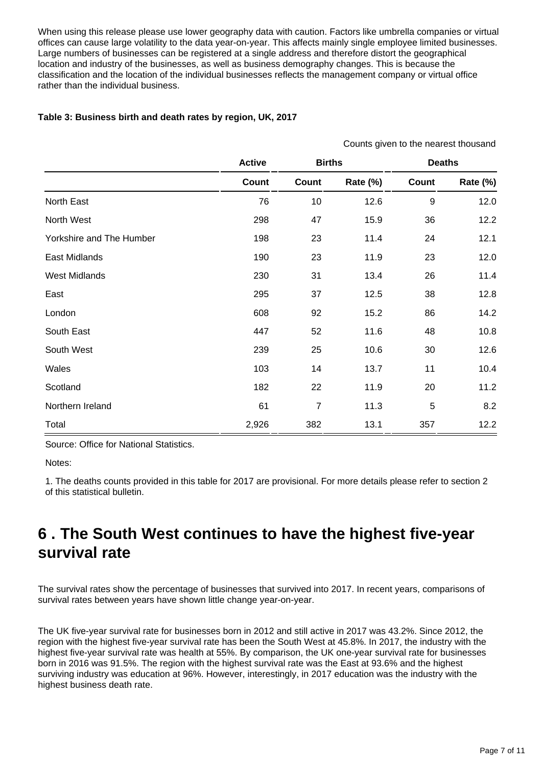When using this release please use lower geography data with caution. Factors like umbrella companies or virtual offices can cause large volatility to the data year-on-year. This affects mainly single employee limited businesses. Large numbers of businesses can be registered at a single address and therefore distort the geographical location and industry of the businesses, as well as business demography changes. This is because the classification and the location of the individual businesses reflects the management company or virtual office rather than the individual business.

**Table 3: Business birth and death rates by region, UK, 2017**

Counts given to the nearest thousand

| | Active | Births | | Deaths | |
|---|---|---|---|---|---|
| | Count | Count | Rate (%) | Count | Rate (%) |
| North East | 76 | 10 | 12.6 | 9 | 12.0 |
| North West | 298 | 47 | 15.9 | 36 | 12.2 |
| Yorkshire and The Humber | 198 | 23 | 11.4 | 24 | 12.1 |
| East Midlands | 190 | 23 | 11.9 | 23 | 12.0 |
| West Midlands | 230 | 31 | 13.4 | 26 | 11.4 |
| East | 295 | 37 | 12.5 | 38 | 12.8 |
| London | 608 | 92 | 15.2 | 86 | 14.2 |
| South East | 447 | 52 | 11.6 | 48 | 10.8 |
| South West | 239 | 25 | 10.6 | 30 | 12.6 |
| Wales | 103 | 14 | 13.7 | 11 | 10.4 |
| Scotland | 182 | 22 | 11.9 | 20 | 11.2 |
| Northern Ireland | 61 | 7 | 11.3 | 5 | 8.2 |
| Total | 2,926 | 382 | 13.1 | 357 | 12.2 |

Source: Office for National Statistics.

Notes:

1. The deaths counts provided in this table for 2017 are provisional. For more details please refer to section 2 of this statistical bulletin.

## 6 . The South West continues to have the highest five-year survival rate

The survival rates show the percentage of businesses that survived into 2017. In recent years, comparisons of survival rates between years have shown little change year-on-year.

The UK five-year survival rate for businesses born in 2012 and still active in 2017 was 43.2%. Since 2012, the region with the highest five-year survival rate has been the South West at 45.8%. In 2017, the industry with the highest five-year survival rate was health at 55%. By comparison, the UK one-year survival rate for businesses born in 2016 was 91.5%. The region with the highest survival rate was the East at 93.6% and the highest surviving industry was education at 96%. However, interestingly, in 2017 education was the industry with the highest business death rate.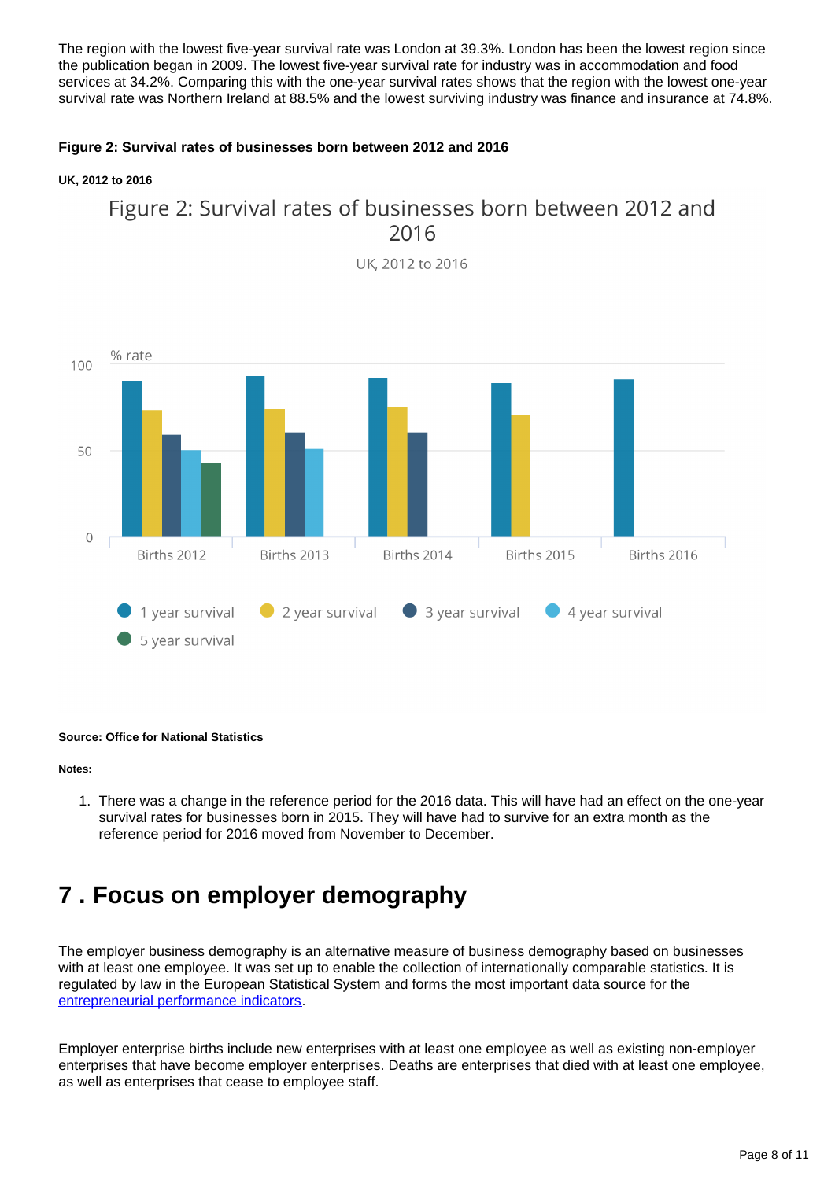The region with the lowest five-year survival rate was London at 39.3%. London has been the lowest region since the publication began in 2009. The lowest five-year survival rate for industry was in accommodation and food services at 34.2%. Comparing this with the one-year survival rates shows that the region with the lowest one-year survival rate was Northern Ireland at 88.5% and the lowest surviving industry was finance and insurance at 74.8%.

**Figure 2: Survival rates of businesses born between 2012 and 2016**

**UK, 2012 to 2016**

**Source: Office for National Statistics**

**Notes:**

1. There was a change in the reference period for the 2016 data. This will have had an effect on the one-year survival rates for businesses born in 2015. They will have had to survive for an extra month as the reference period for 2016 moved from November to December.

## 7 . Focus on employer demography

The employer business demography is an alternative measure of business demography based on businesses with at least one employee. It was set up to enable the collection of internationally comparable statistics. It is regulated by law in the European Statistical System and forms the most important data source for the entrepreneurial performance indicators.

Employer enterprise births include new enterprises with at least one employee as well as existing non-employer enterprises that have become employer enterprises. Deaths are enterprises that died with at least one employee, as well as enterprises that cease to employee staff.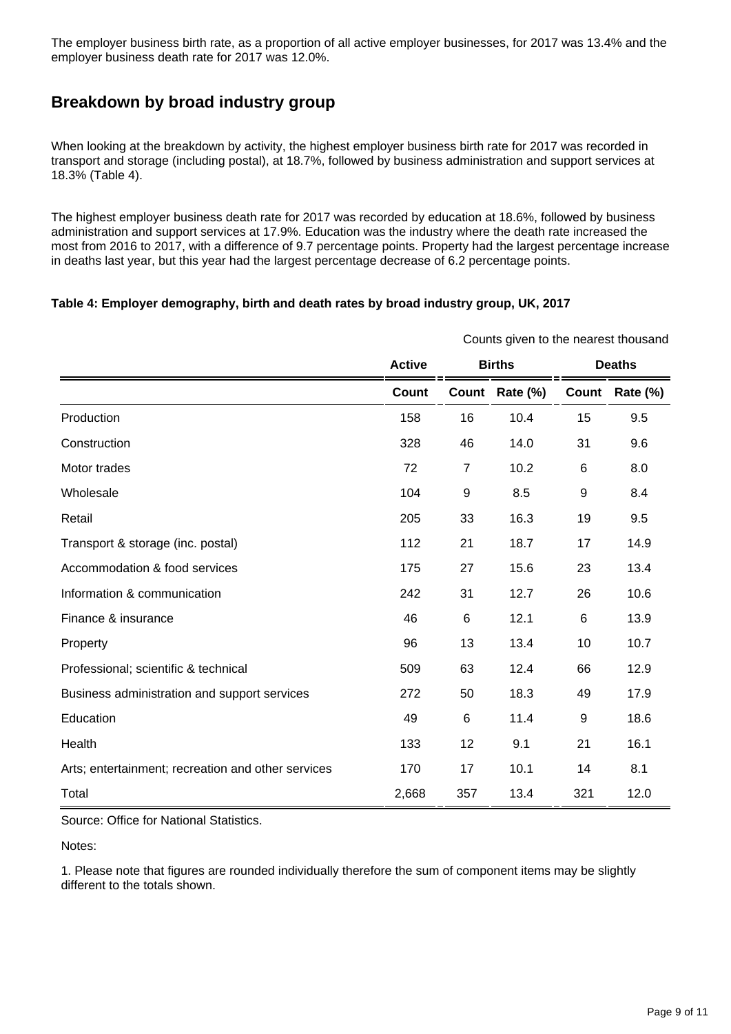The employer business birth rate, as a proportion of all active employer businesses, for 2017 was 13.4% and the employer business death rate for 2017 was 12.0%.

## Breakdown by broad industry group

When looking at the breakdown by activity, the highest employer business birth rate for 2017 was recorded in transport and storage (including postal), at 18.7%, followed by business administration and support services at 18.3% (Table 4).

The highest employer business death rate for 2017 was recorded by education at 18.6%, followed by business administration and support services at 17.9%. Education was the industry where the death rate increased the most from 2016 to 2017, with a difference of 9.7 percentage points. Property had the largest percentage increase in deaths last year, but this year had the largest percentage decrease of 6.2 percentage points.

**Table 4: Employer demography, birth and death rates by broad industry group, UK, 2017**

Counts given to the nearest thousand

| | Active | Births | | Deaths | |
|---|---|---|---|---|---|
| | Count | Count | Rate (%) | Count | Rate (%) |
| Production | 158 | 16 | 10.4 | 15 | 9.5 |
| Construction | 328 | 46 | 14.0 | 31 | 9.6 |
| Motor trades | 72 | 7 | 10.2 | 6 | 8.0 |
| Wholesale | 104 | 9 | 8.5 | 9 | 8.4 |
| Retail | 205 | 33 | 16.3 | 19 | 9.5 |
| Transport & storage (inc. postal) | 112 | 21 | 18.7 | 17 | 14.9 |
| Accommodation & food services | 175 | 27 | 15.6 | 23 | 13.4 |
| Information & communication | 242 | 31 | 12.7 | 26 | 10.6 |
| Finance & insurance | 46 | 6 | 12.1 | 6 | 13.9 |
| Property | 96 | 13 | 13.4 | 10 | 10.7 |
| Professional; scientific & technical | 509 | 63 | 12.4 | 66 | 12.9 |
| Business administration and support services | 272 | 50 | 18.3 | 49 | 17.9 |
| Education | 49 | 6 | 11.4 | 9 | 18.6 |
| Health | 133 | 12 | 9.1 | 21 | 16.1 |
| Arts; entertainment; recreation and other services | 170 | 17 | 10.1 | 14 | 8.1 |
| Total | 2,668 | 357 | 13.4 | 321 | 12.0 |

Source: Office for National Statistics.

Notes:

1. Please note that figures are rounded individually therefore the sum of component items may be slightly different to the totals shown.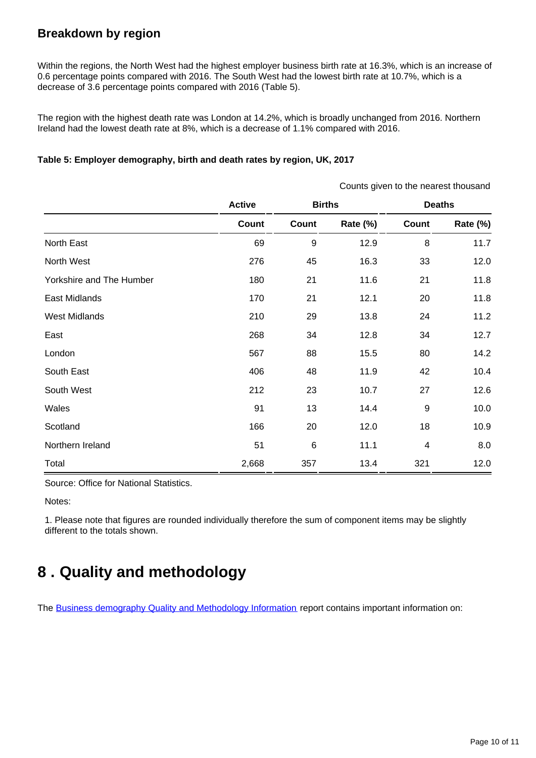## Breakdown by region

Within the regions, the North West had the highest employer business birth rate at 16.3%, which is an increase of 0.6 percentage points compared with 2016. The South West had the lowest birth rate at 10.7%, which is a decrease of 3.6 percentage points compared with 2016 (Table 5).

The region with the highest death rate was London at 14.2%, which is broadly unchanged from 2016. Northern Ireland had the lowest death rate at 8%, which is a decrease of 1.1% compared with 2016.

#### Table 5: Employer demography, birth and death rates by region, UK, 2017

Counts given to the nearest thousand

| | Active | Births | | Deaths | |
|---|---|---|---|---|---|
| | Count | Count | Rate (%) | Count | Rate (%) |
| North East | 69 | 9 | 12.9 | 8 | 11.7 |
| North West | 276 | 45 | 16.3 | 33 | 12.0 |
| Yorkshire and The Humber | 180 | 21 | 11.6 | 21 | 11.8 |
| East Midlands | 170 | 21 | 12.1 | 20 | 11.8 |
| West Midlands | 210 | 29 | 13.8 | 24 | 11.2 |
| East | 268 | 34 | 12.8 | 34 | 12.7 |
| London | 567 | 88 | 15.5 | 80 | 14.2 |
| South East | 406 | 48 | 11.9 | 42 | 10.4 |
| South West | 212 | 23 | 10.7 | 27 | 12.6 |
| Wales | 91 | 13 | 14.4 | 9 | 10.0 |
| Scotland | 166 | 20 | 12.0 | 18 | 10.9 |
| Northern Ireland | 51 | 6 | 11.1 | 4 | 8.0 |
| Total | 2,668 | 357 | 13.4 | 321 | 12.0 |

Source: Office for National Statistics.

Notes:

1. Please note that figures are rounded individually therefore the sum of component items may be slightly different to the totals shown.

# 8 . Quality and methodology

The Business demography Quality and Methodology Information report contains important information on: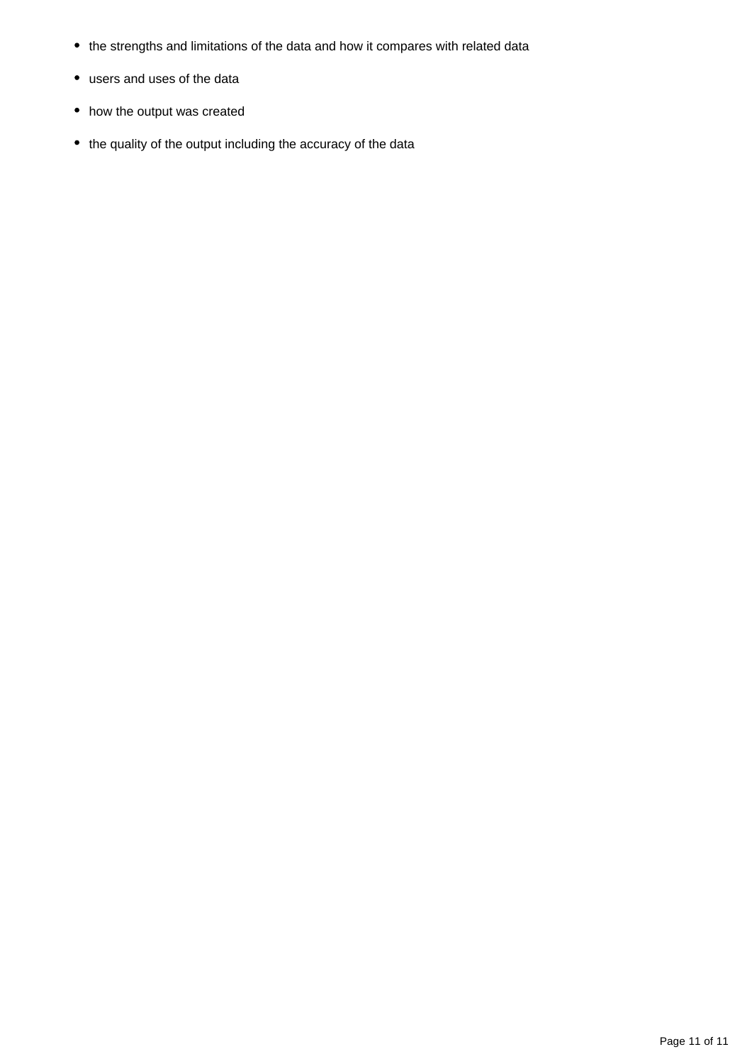- the strengths and limitations of the data and how it compares with related data
- users and uses of the data
- how the output was created
- the quality of the output including the accuracy of the data